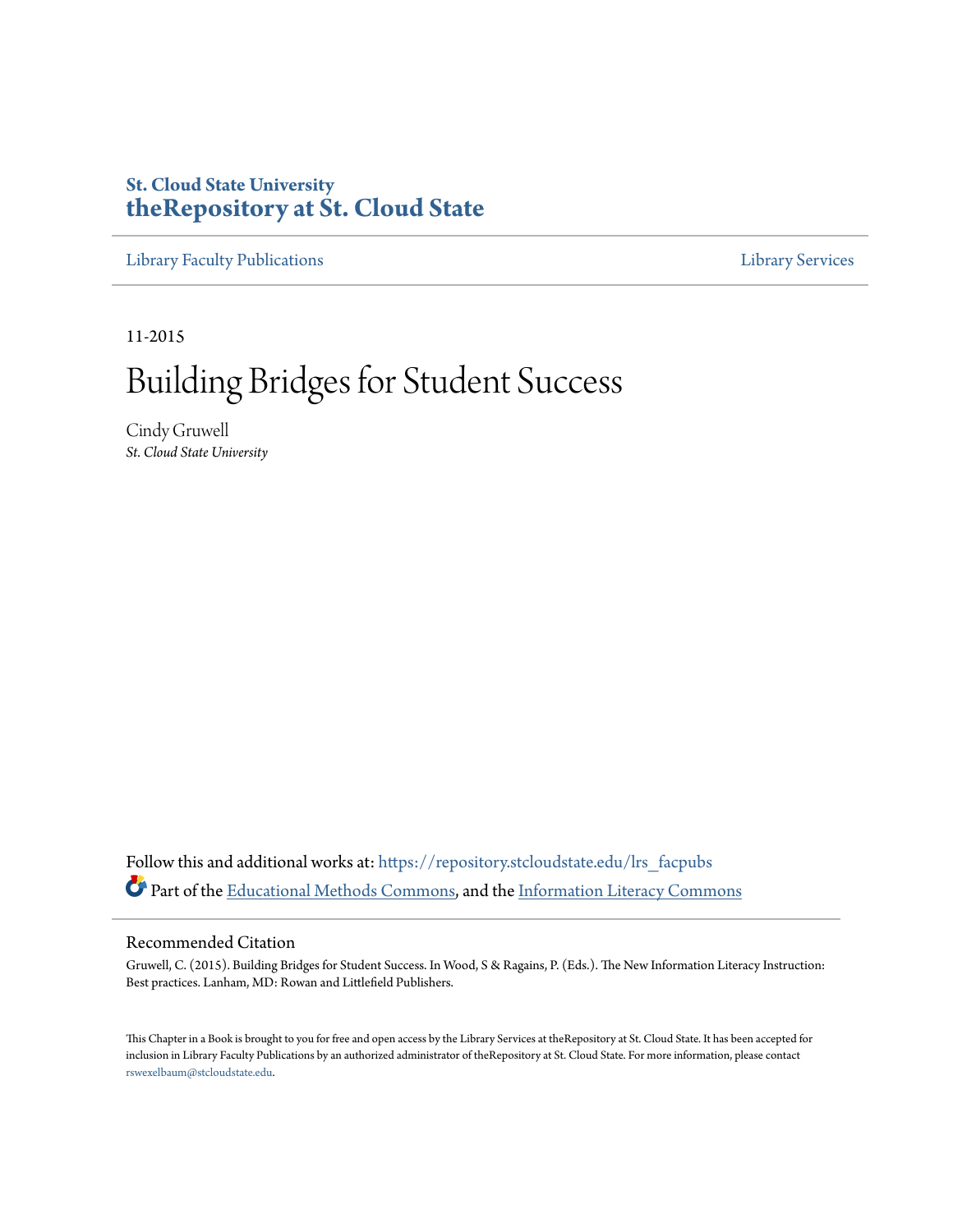St. Cloud State University
**theRepository at St. Cloud State**

Library Faculty Publications | Library Services

11-2015

# Building Bridges for Student Success

Cindy Gruwell
*St. Cloud State University*

Follow this and additional works at: https://repository.stcloudstate.edu/lrs_facpubs

Part of the Educational Methods Commons, and the Information Literacy Commons

## Recommended Citation

Gruwell, C. (2015). Building Bridges for Student Success. In Wood, S & Ragains, P. (Eds.). The New Information Literacy Instruction: Best practices. Lanham, MD: Rowan and Littlefield Publishers.

This Chapter in a Book is brought to you for free and open access by the Library Services at theRepository at St. Cloud State. It has been accepted for inclusion in Library Faculty Publications by an authorized administrator of theRepository at St. Cloud State. For more information, please contact rswexelbaum@stcloudstate.edu.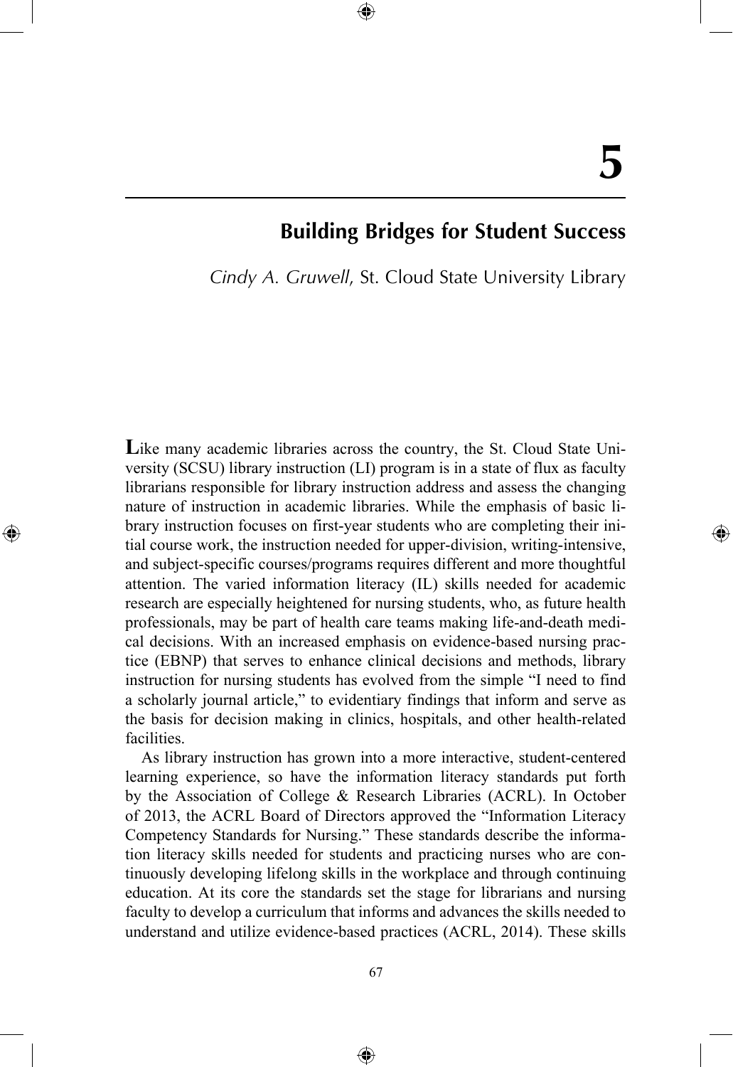# 5

## Building Bridges for Student Success

*Cindy A. Gruwell*, St. Cloud State University Library

**L**ike many academic libraries across the country, the St. Cloud State University (SCSU) library instruction (LI) program is in a state of flux as faculty librarians responsible for library instruction address and assess the changing nature of instruction in academic libraries. While the emphasis of basic library instruction focuses on first-year students who are completing their initial course work, the instruction needed for upper-division, writing-intensive, and subject-specific courses/programs requires different and more thoughtful attention. The varied information literacy (IL) skills needed for academic research are especially heightened for nursing students, who, as future health professionals, may be part of health care teams making life-and-death medical decisions. With an increased emphasis on evidence-based nursing practice (EBNP) that serves to enhance clinical decisions and methods, library instruction for nursing students has evolved from the simple "I need to find a scholarly journal article," to evidentiary findings that inform and serve as the basis for decision making in clinics, hospitals, and other health-related facilities.

As library instruction has grown into a more interactive, student-centered learning experience, so have the information literacy standards put forth by the Association of College & Research Libraries (ACRL). In October of 2013, the ACRL Board of Directors approved the "Information Literacy Competency Standards for Nursing." These standards describe the information literacy skills needed for students and practicing nurses who are continuously developing lifelong skills in the workplace and through continuing education. At its core the standards set the stage for librarians and nursing faculty to develop a curriculum that informs and advances the skills needed to understand and utilize evidence-based practices (ACRL, 2014). These skills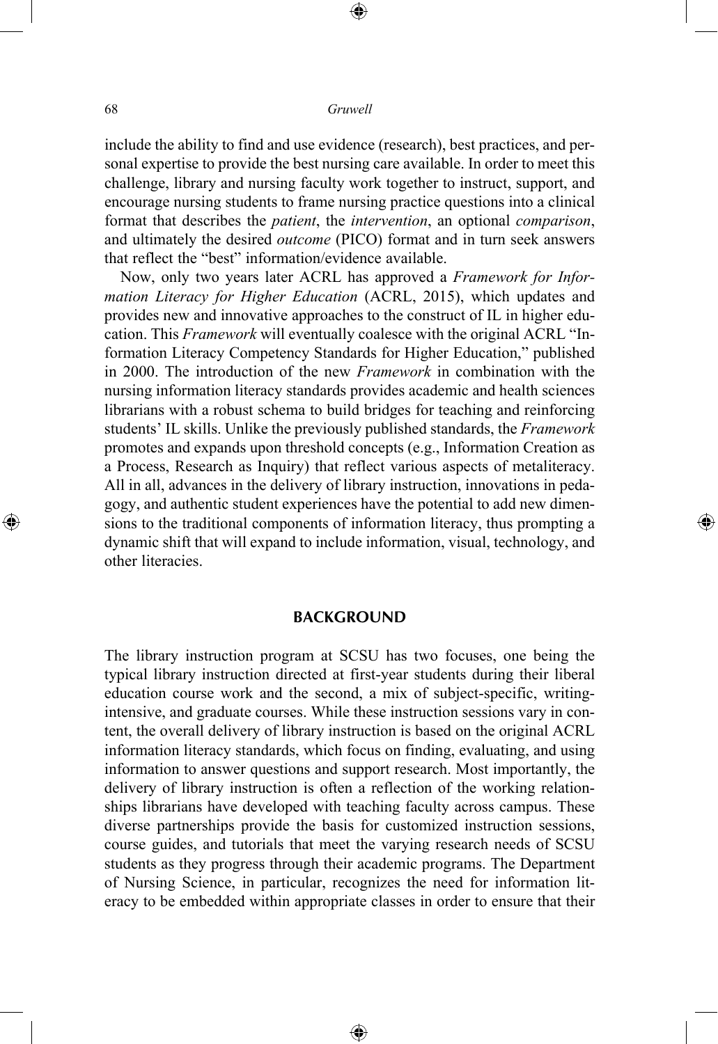include the ability to find and use evidence (research), best practices, and personal expertise to provide the best nursing care available. In order to meet this challenge, library and nursing faculty work together to instruct, support, and encourage nursing students to frame nursing practice questions into a clinical format that describes the *patient*, the *intervention*, an optional *comparison*, and ultimately the desired *outcome* (PICO) format and in turn seek answers that reflect the "best" information/evidence available.

Now, only two years later ACRL has approved a *Framework for Information Literacy for Higher Education* (ACRL, 2015), which updates and provides new and innovative approaches to the construct of IL in higher education. This *Framework* will eventually coalesce with the original ACRL "Information Literacy Competency Standards for Higher Education," published in 2000. The introduction of the new *Framework* in combination with the nursing information literacy standards provides academic and health sciences librarians with a robust schema to build bridges for teaching and reinforcing students' IL skills. Unlike the previously published standards, the *Framework* promotes and expands upon threshold concepts (e.g., Information Creation as a Process, Research as Inquiry) that reflect various aspects of metaliteracy. All in all, advances in the delivery of library instruction, innovations in pedagogy, and authentic student experiences have the potential to add new dimensions to the traditional components of information literacy, thus prompting a dynamic shift that will expand to include information, visual, technology, and other literacies.

## BACKGROUND

The library instruction program at SCSU has two focuses, one being the typical library instruction directed at first-year students during their liberal education course work and the second, a mix of subject-specific, writing-intensive, and graduate courses. While these instruction sessions vary in content, the overall delivery of library instruction is based on the original ACRL information literacy standards, which focus on finding, evaluating, and using information to answer questions and support research. Most importantly, the delivery of library instruction is often a reflection of the working relationships librarians have developed with teaching faculty across campus. These diverse partnerships provide the basis for customized instruction sessions, course guides, and tutorials that meet the varying research needs of SCSU students as they progress through their academic programs. The Department of Nursing Science, in particular, recognizes the need for information literacy to be embedded within appropriate classes in order to ensure that their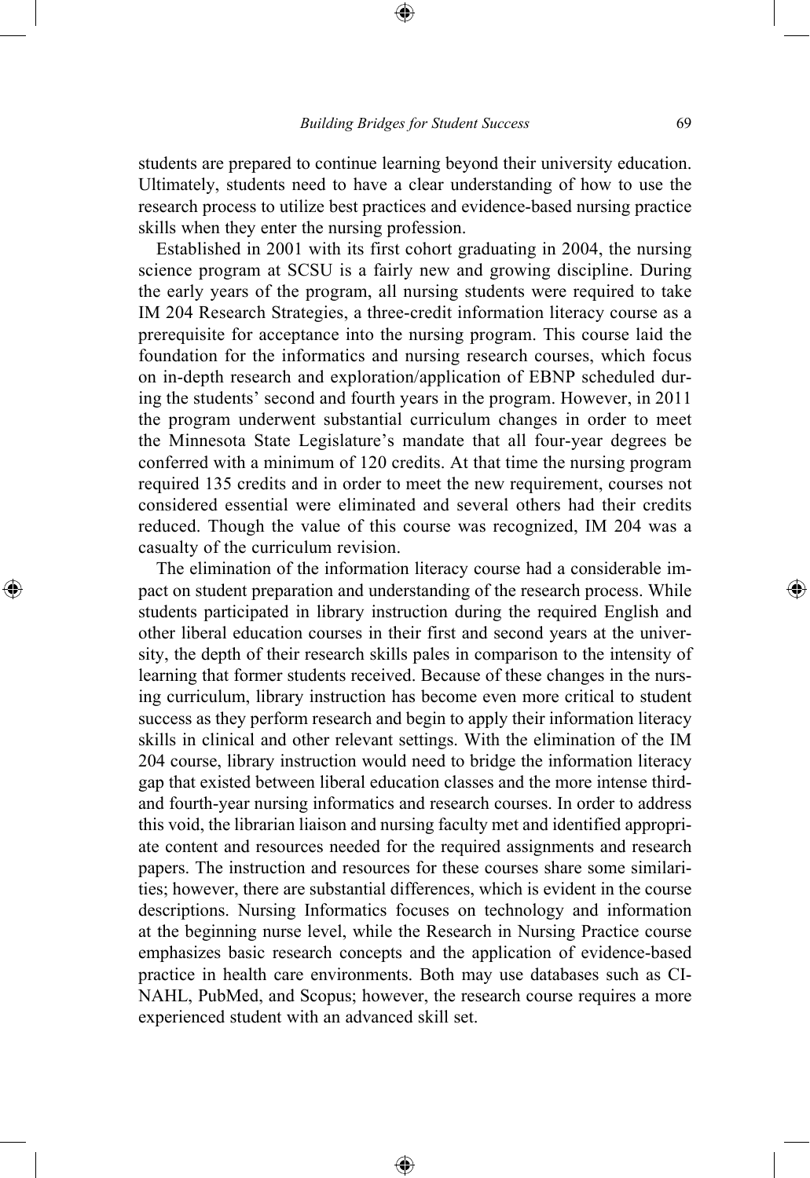students are prepared to continue learning beyond their university education. Ultimately, students need to have a clear understanding of how to use the research process to utilize best practices and evidence-based nursing practice skills when they enter the nursing profession.

Established in 2001 with its first cohort graduating in 2004, the nursing science program at SCSU is a fairly new and growing discipline. During the early years of the program, all nursing students were required to take IM 204 Research Strategies, a three-credit information literacy course as a prerequisite for acceptance into the nursing program. This course laid the foundation for the informatics and nursing research courses, which focus on in-depth research and exploration/application of EBNP scheduled during the students' second and fourth years in the program. However, in 2011 the program underwent substantial curriculum changes in order to meet the Minnesota State Legislature's mandate that all four-year degrees be conferred with a minimum of 120 credits. At that time the nursing program required 135 credits and in order to meet the new requirement, courses not considered essential were eliminated and several others had their credits reduced. Though the value of this course was recognized, IM 204 was a casualty of the curriculum revision.

The elimination of the information literacy course had a considerable impact on student preparation and understanding of the research process. While students participated in library instruction during the required English and other liberal education courses in their first and second years at the university, the depth of their research skills pales in comparison to the intensity of learning that former students received. Because of these changes in the nursing curriculum, library instruction has become even more critical to student success as they perform research and begin to apply their information literacy skills in clinical and other relevant settings. With the elimination of the IM 204 course, library instruction would need to bridge the information literacy gap that existed between liberal education classes and the more intense third- and fourth-year nursing informatics and research courses. In order to address this void, the librarian liaison and nursing faculty met and identified appropriate content and resources needed for the required assignments and research papers. The instruction and resources for these courses share some similarities; however, there are substantial differences, which is evident in the course descriptions. Nursing Informatics focuses on technology and information at the beginning nurse level, while the Research in Nursing Practice course emphasizes basic research concepts and the application of evidence-based practice in health care environments. Both may use databases such as CINAHL, PubMed, and Scopus; however, the research course requires a more experienced student with an advanced skill set.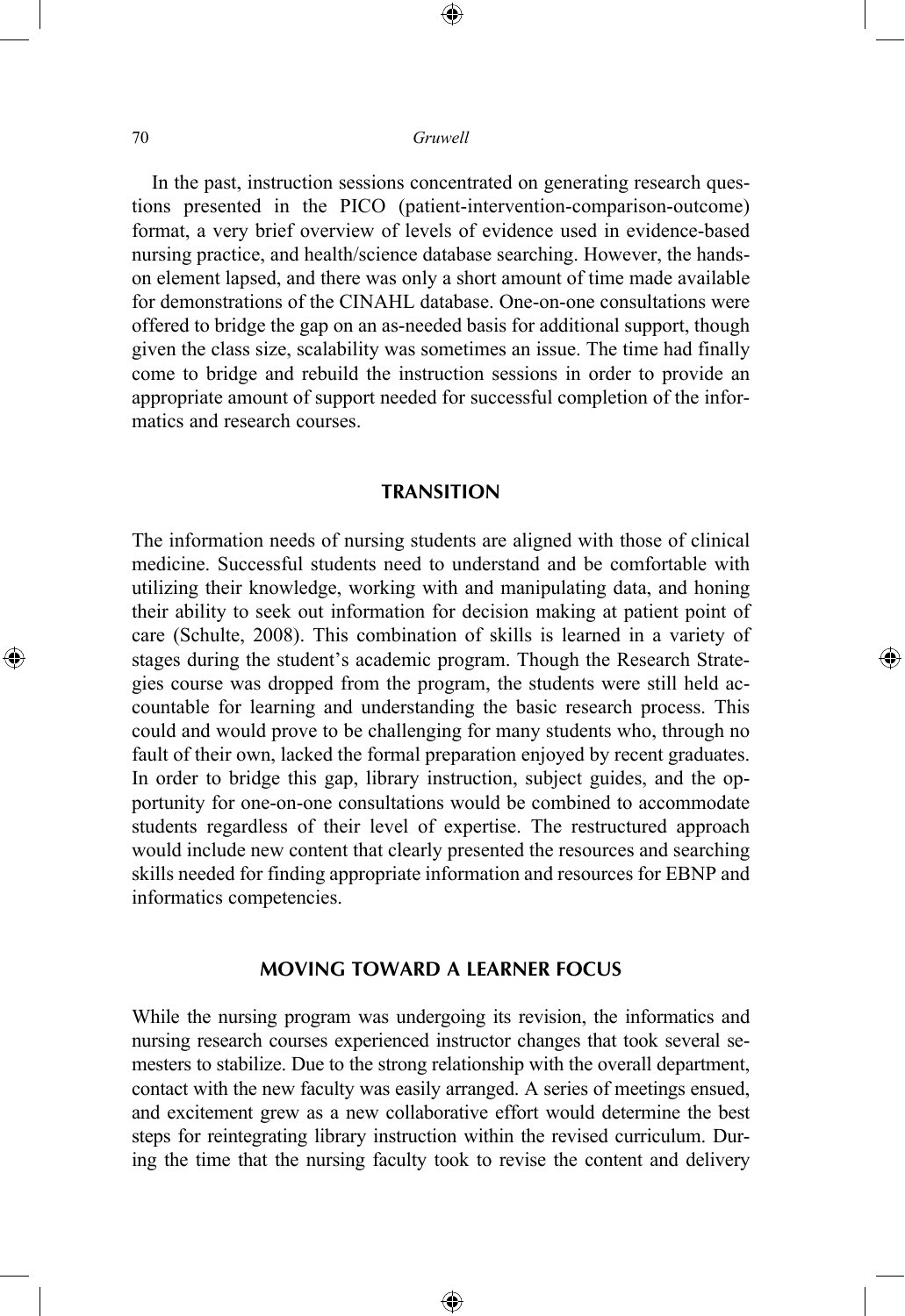In the past, instruction sessions concentrated on generating research questions presented in the PICO (patient-intervention-comparison-outcome) format, a very brief overview of levels of evidence used in evidence-based nursing practice, and health/science database searching. However, the hands-on element lapsed, and there was only a short amount of time made available for demonstrations of the CINAHL database. One-on-one consultations were offered to bridge the gap on an as-needed basis for additional support, though given the class size, scalability was sometimes an issue. The time had finally come to bridge and rebuild the instruction sessions in order to provide an appropriate amount of support needed for successful completion of the informatics and research courses.

## TRANSITION

The information needs of nursing students are aligned with those of clinical medicine. Successful students need to understand and be comfortable with utilizing their knowledge, working with and manipulating data, and honing their ability to seek out information for decision making at patient point of care (Schulte, 2008). This combination of skills is learned in a variety of stages during the student's academic program. Though the Research Strategies course was dropped from the program, the students were still held accountable for learning and understanding the basic research process. This could and would prove to be challenging for many students who, through no fault of their own, lacked the formal preparation enjoyed by recent graduates. In order to bridge this gap, library instruction, subject guides, and the opportunity for one-on-one consultations would be combined to accommodate students regardless of their level of expertise. The restructured approach would include new content that clearly presented the resources and searching skills needed for finding appropriate information and resources for EBNP and informatics competencies.

## MOVING TOWARD A LEARNER FOCUS

While the nursing program was undergoing its revision, the informatics and nursing research courses experienced instructor changes that took several semesters to stabilize. Due to the strong relationship with the overall department, contact with the new faculty was easily arranged. A series of meetings ensued, and excitement grew as a new collaborative effort would determine the best steps for reintegrating library instruction within the revised curriculum. During the time that the nursing faculty took to revise the content and delivery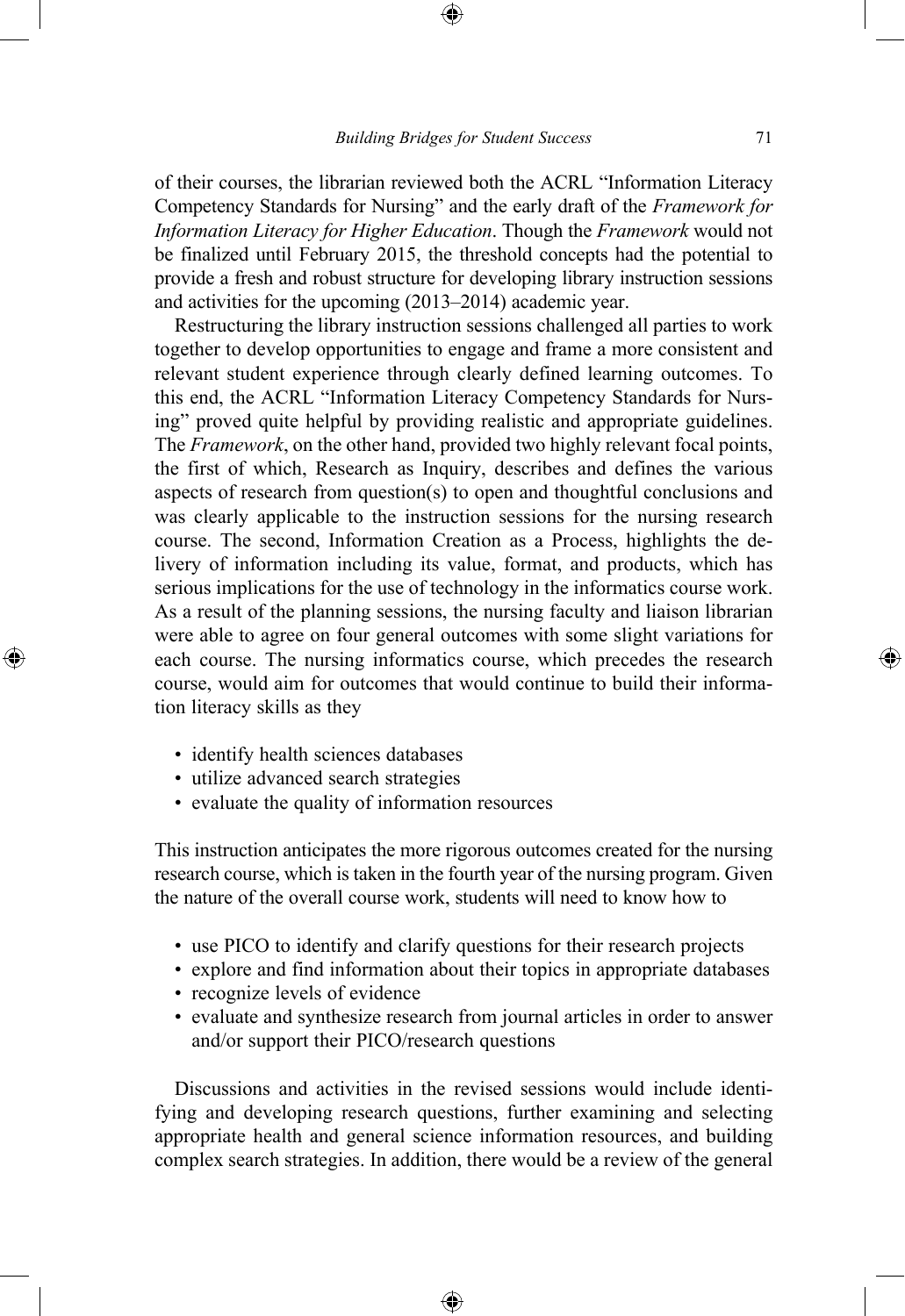of their courses, the librarian reviewed both the ACRL "Information Literacy Competency Standards for Nursing" and the early draft of the *Framework for Information Literacy for Higher Education*. Though the *Framework* would not be finalized until February 2015, the threshold concepts had the potential to provide a fresh and robust structure for developing library instruction sessions and activities for the upcoming (2013–2014) academic year.

Restructuring the library instruction sessions challenged all parties to work together to develop opportunities to engage and frame a more consistent and relevant student experience through clearly defined learning outcomes. To this end, the ACRL "Information Literacy Competency Standards for Nursing" proved quite helpful by providing realistic and appropriate guidelines. The *Framework*, on the other hand, provided two highly relevant focal points, the first of which, Research as Inquiry, describes and defines the various aspects of research from question(s) to open and thoughtful conclusions and was clearly applicable to the instruction sessions for the nursing research course. The second, Information Creation as a Process, highlights the delivery of information including its value, format, and products, which has serious implications for the use of technology in the informatics course work. As a result of the planning sessions, the nursing faculty and liaison librarian were able to agree on four general outcomes with some slight variations for each course. The nursing informatics course, which precedes the research course, would aim for outcomes that would continue to build their information literacy skills as they

- identify health sciences databases
- utilize advanced search strategies
- evaluate the quality of information resources

This instruction anticipates the more rigorous outcomes created for the nursing research course, which is taken in the fourth year of the nursing program. Given the nature of the overall course work, students will need to know how to

- use PICO to identify and clarify questions for their research projects
- explore and find information about their topics in appropriate databases
- recognize levels of evidence
- evaluate and synthesize research from journal articles in order to answer and/or support their PICO/research questions

Discussions and activities in the revised sessions would include identifying and developing research questions, further examining and selecting appropriate health and general science information resources, and building complex search strategies. In addition, there would be a review of the general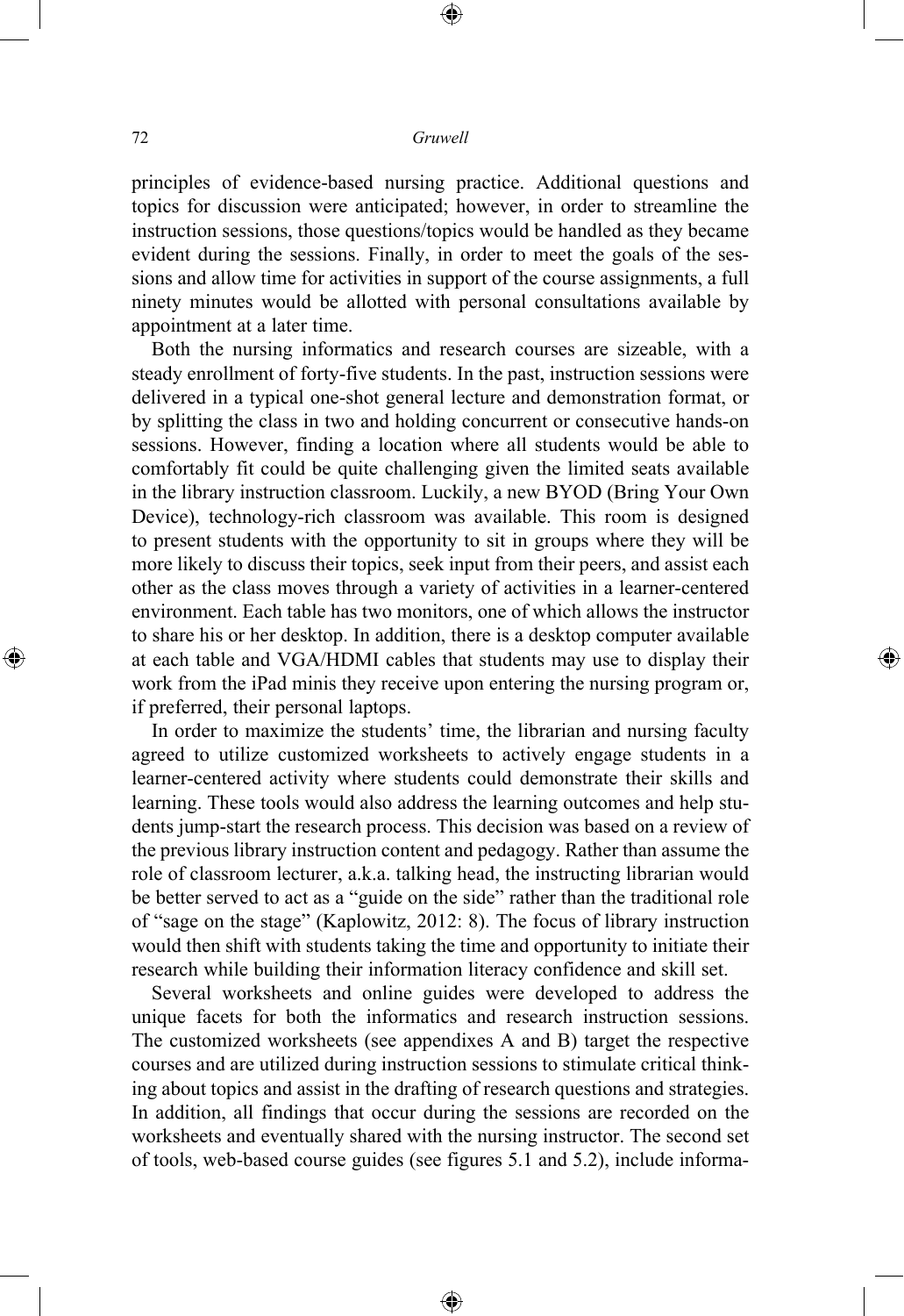principles of evidence-based nursing practice. Additional questions and topics for discussion were anticipated; however, in order to streamline the instruction sessions, those questions/topics would be handled as they became evident during the sessions. Finally, in order to meet the goals of the sessions and allow time for activities in support of the course assignments, a full ninety minutes would be allotted with personal consultations available by appointment at a later time.

Both the nursing informatics and research courses are sizeable, with a steady enrollment of forty-five students. In the past, instruction sessions were delivered in a typical one-shot general lecture and demonstration format, or by splitting the class in two and holding concurrent or consecutive hands-on sessions. However, finding a location where all students would be able to comfortably fit could be quite challenging given the limited seats available in the library instruction classroom. Luckily, a new BYOD (Bring Your Own Device), technology-rich classroom was available. This room is designed to present students with the opportunity to sit in groups where they will be more likely to discuss their topics, seek input from their peers, and assist each other as the class moves through a variety of activities in a learner-centered environment. Each table has two monitors, one of which allows the instructor to share his or her desktop. In addition, there is a desktop computer available at each table and VGA/HDMI cables that students may use to display their work from the iPad minis they receive upon entering the nursing program or, if preferred, their personal laptops.

In order to maximize the students' time, the librarian and nursing faculty agreed to utilize customized worksheets to actively engage students in a learner-centered activity where students could demonstrate their skills and learning. These tools would also address the learning outcomes and help students jump-start the research process. This decision was based on a review of the previous library instruction content and pedagogy. Rather than assume the role of classroom lecturer, a.k.a. talking head, the instructing librarian would be better served to act as a "guide on the side" rather than the traditional role of "sage on the stage" (Kaplowitz, 2012: 8). The focus of library instruction would then shift with students taking the time and opportunity to initiate their research while building their information literacy confidence and skill set.

Several worksheets and online guides were developed to address the unique facets for both the informatics and research instruction sessions. The customized worksheets (see appendixes A and B) target the respective courses and are utilized during instruction sessions to stimulate critical thinking about topics and assist in the drafting of research questions and strategies. In addition, all findings that occur during the sessions are recorded on the worksheets and eventually shared with the nursing instructor. The second set of tools, web-based course guides (see figures 5.1 and 5.2), include informa-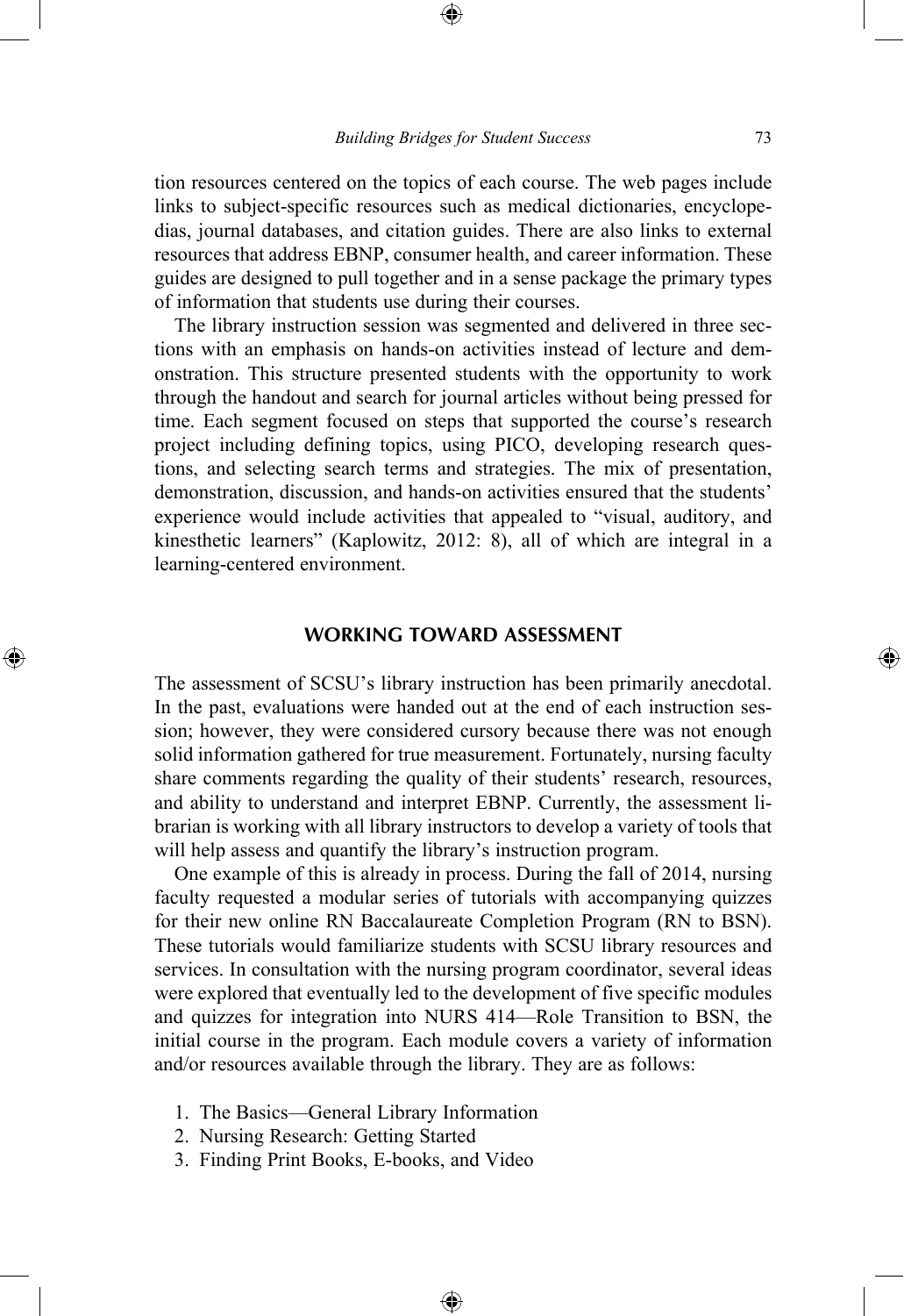tion resources centered on the topics of each course. The web pages include links to subject-specific resources such as medical dictionaries, encyclopedias, journal databases, and citation guides. There are also links to external resources that address EBNP, consumer health, and career information. These guides are designed to pull together and in a sense package the primary types of information that students use during their courses.

The library instruction session was segmented and delivered in three sections with an emphasis on hands-on activities instead of lecture and demonstration. This structure presented students with the opportunity to work through the handout and search for journal articles without being pressed for time. Each segment focused on steps that supported the course's research project including defining topics, using PICO, developing research questions, and selecting search terms and strategies. The mix of presentation, demonstration, discussion, and hands-on activities ensured that the students' experience would include activities that appealed to "visual, auditory, and kinesthetic learners" (Kaplowitz, 2012: 8), all of which are integral in a learning-centered environment.

## WORKING TOWARD ASSESSMENT

The assessment of SCSU's library instruction has been primarily anecdotal. In the past, evaluations were handed out at the end of each instruction session; however, they were considered cursory because there was not enough solid information gathered for true measurement. Fortunately, nursing faculty share comments regarding the quality of their students' research, resources, and ability to understand and interpret EBNP. Currently, the assessment librarian is working with all library instructors to develop a variety of tools that will help assess and quantify the library's instruction program.

One example of this is already in process. During the fall of 2014, nursing faculty requested a modular series of tutorials with accompanying quizzes for their new online RN Baccalaureate Completion Program (RN to BSN). These tutorials would familiarize students with SCSU library resources and services. In consultation with the nursing program coordinator, several ideas were explored that eventually led to the development of five specific modules and quizzes for integration into NURS 414—Role Transition to BSN, the initial course in the program. Each module covers a variety of information and/or resources available through the library. They are as follows:

1. The Basics—General Library Information
2. Nursing Research: Getting Started
3. Finding Print Books, E-books, and Video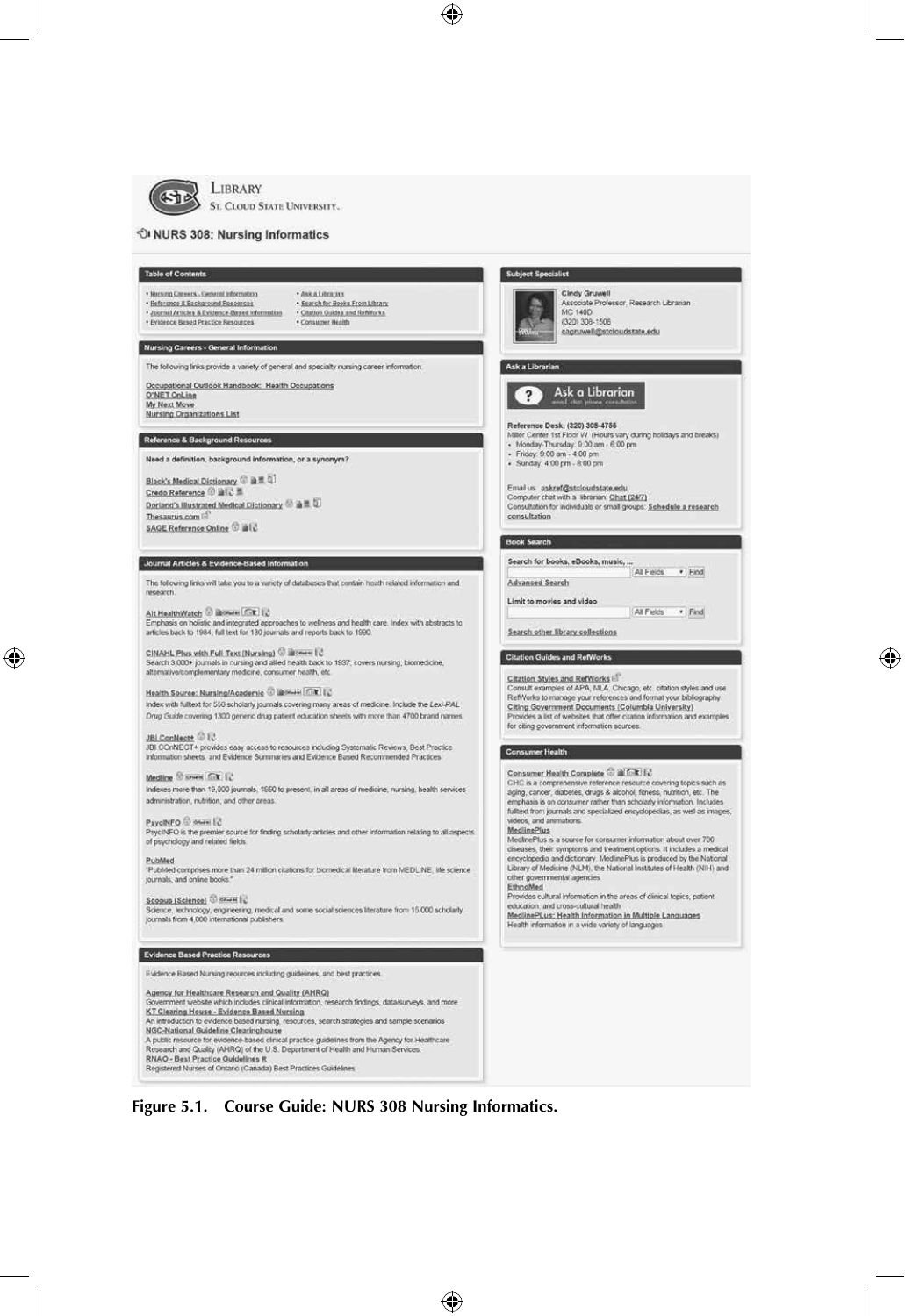LIBRARY
ST. CLOUD STATE UNIVERSITY.

# NURS 308: Nursing Informatics

## Table of Contents

- Nursing Careers - General Information
- Reference & Background Resources
- Journal Articles & Evidence-Based Information
- Evidence Based Practice Resources
- Ask a Librarian
- Search for Books From Library
- Citation Guides and RefWorks
- Consumer Health

## Nursing Careers - General Information

The following links provide a variety of general and specialty nursing career information.

Occupational Outlook Handbook: Health Occupations
O*NET OnLine
My Next Move
Nursing Organizations List

## Reference & Background Resources

Need a definition, background information, or a synonym?

Black's Medical Dictionary
Credo Reference
Dorland's Illustrated Medical Dictionary
Thesaurus.com
SAGE Reference Online

## Journal Articles & Evidence-Based Information

The following links will take you to a variety of databases that contain heath related information and research.

**Alt HealthWatch**
Emphasis on holistic and integrated approaches to wellness and health care. Index with abstracts to articles back to 1984, full text for 180 journals and reports back to 1990.

**CINAHL Plus with Full Text (Nursing)**
Search 3,000+ journals in nursing and allied health back to 1937; covers nursing, biomedicine, alternative/complementary medicine, consumer health, etc.

**Health Source: Nursing/Academic**
Index with fulltext for 550 scholarly journals covering many areas of medicine. Include the *Lexi-PAL Drug Guide* covering 1300 generic drug patient education sheets with more than 4700 brand names.

**JBI ConNect+**
JBI COnNECT+ provides easy access to resources including Systematic Reviews, Best Practice Information sheets, and Evidence Summaries and Evidence Based Recommended Practices

**Medline**
Indexes more than 19,000 journals, 1950 to present, in all areas of medicine, nursing, health services administration, nutrition, and other areas.

**PsycINFO**
PsycINFO is the premier source for finding scholarly articles and other information relating to all aspects of psychology and related fields.

**PubMed**
"PubMed comprises more than 24 million citations for biomedical literature from MEDLINE, life science journals, and online books."

**Scopus (Science)**
Science, technology, engineering, medical and some social sciences literature from 15,000 scholarly journals from 4,000 international publishers.

## Evidence Based Practice Resources

Evidence Based Nursing reources including guidelines, and best practices.

**Agency for Healthcare Research and Quality (AHRQ)**
Government website which includes clinical information, research findings, data/surveys, and more

**KT Clearing House - Evidence Based Nursing**
An introduction to evidence based nursing, resources, search strategies and sample scenarios

**NGC-National Guideline Clearinghouse**
A public resource for evidence-based clinical practice guidelines from the Agency for Healthcare Research and Quality (AHRQ) of the U.S. Department of Health and Human Services.

**RNAO - Best Practice Guidelines**
Registered Nurses of Ontario (Canada) Best Practices Guidelines

## Subject Specialist

Cindy Gruwell
Associate Professor, Research Librarian
MC 140D
(320) 308-1508
cagruwell@stcloudstate.edu

## Ask a Librarian

Ask a Librarian
email, chat, phone, consultation

Reference Desk: (320) 308-4755
Miller Center 1st Floor W (Hours vary during holidays and breaks)

- Monday-Thursday: 9:00 am - 6:00 pm
- Friday: 9:00 am - 4:00 pm
- Sunday: 4:00 pm - 8:00 pm

Email us: askref@stcloudstate.edu
Computer chat with a librarian: Chat (24/7)
Consultation for individuals or small groups: Schedule a research consultation

## Book Search

Search for books, eBooks, music, ... [All Fields] Find
Advanced Search

Limit to movies and video [All Fields] Find

Search other library collections

## Citation Guides and RefWorks

**Citation Styles and RefWorks**
Consult examples of APA, MLA, Chicago, etc. citation styles and use RefWorks to manage your references and format your bibliography

**Citing Government Documents (Columbia University)**
Provides a list of websites that offer citation information and examples for citing government information sources.

## Consumer Health

**Consumer Health Complete**
CHC is a comprehensive reference resource covering topics such as aging, cancer, diabetes, drugs & alcohol, fitness, nutrition, etc. The emphasis is on consumer rather than scholarly information. Includes fulltext from journals and specialized encyclopedias, as well as images, videos, and animations.

**MedlinePlus**
MedlinePlus is a source for consumer information about over 700 diseases, their symptoms and treatment options. It includes a medical encyclopedia and dictionary. MedlinePlus is produced by the National Library of Medicine (NLM), the National Institutes of Health (NIH) and other governmental agencies.

**EthnoMed**
Provides cultural information in the areas of clinical topics, patient education, and cross-cultural health

**MedlinePLus: Health Information in Multiple Languages**
Health information in a wide variety of languages

**Figure 5.1. Course Guide: NURS 308 Nursing Informatics.**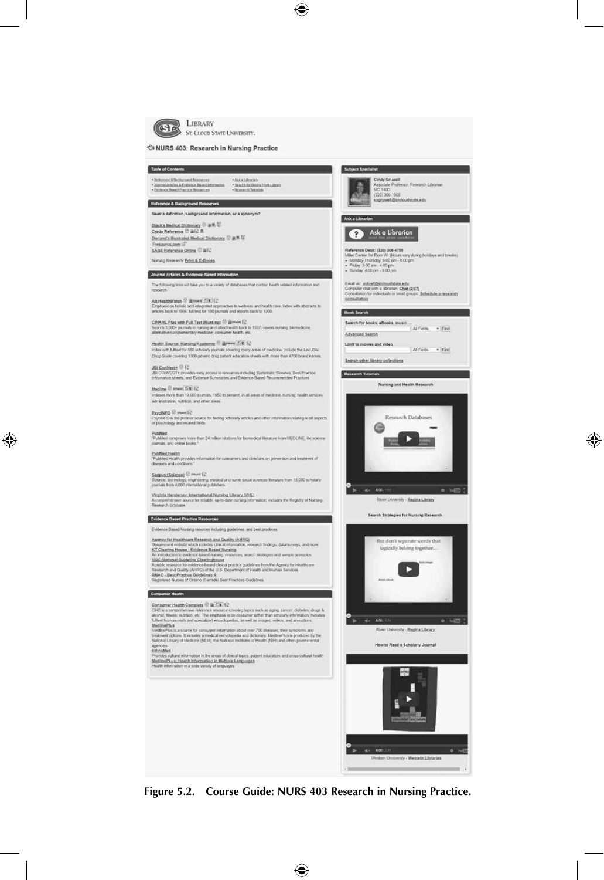Figure 5.2. Course Guide: NURS 403 Research in Nursing Practice.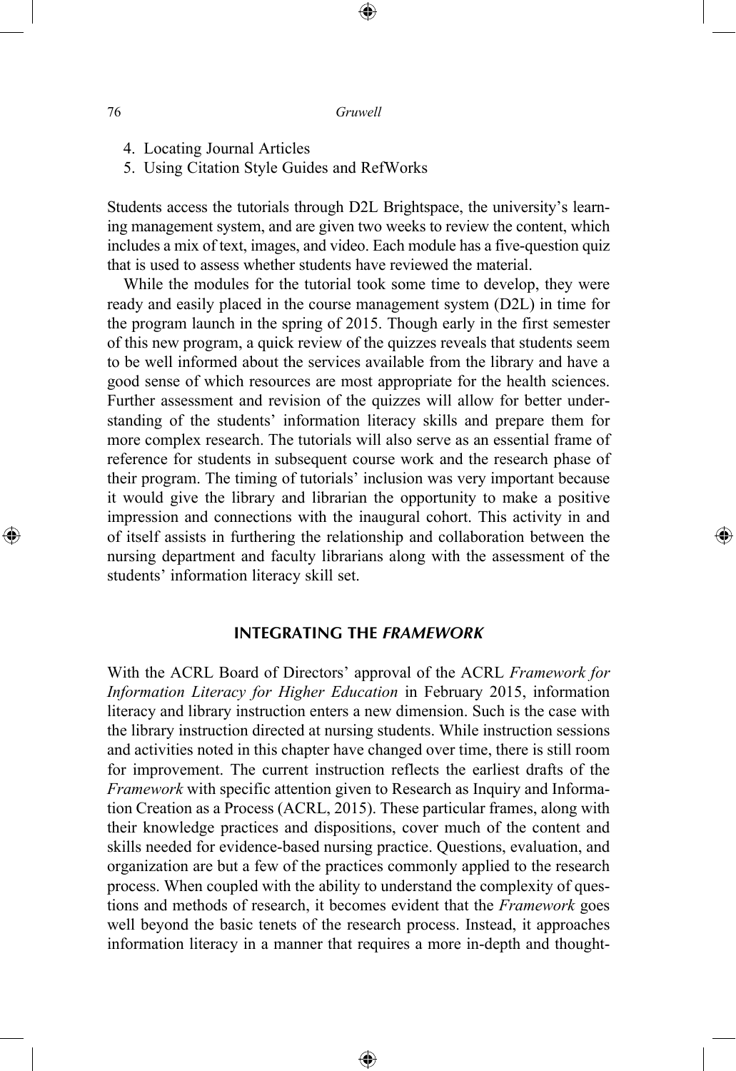4. Locating Journal Articles
5. Using Citation Style Guides and RefWorks

Students access the tutorials through D2L Brightspace, the university's learning management system, and are given two weeks to review the content, which includes a mix of text, images, and video. Each module has a five-question quiz that is used to assess whether students have reviewed the material.

While the modules for the tutorial took some time to develop, they were ready and easily placed in the course management system (D2L) in time for the program launch in the spring of 2015. Though early in the first semester of this new program, a quick review of the quizzes reveals that students seem to be well informed about the services available from the library and have a good sense of which resources are most appropriate for the health sciences. Further assessment and revision of the quizzes will allow for better understanding of the students' information literacy skills and prepare them for more complex research. The tutorials will also serve as an essential frame of reference for students in subsequent course work and the research phase of their program. The timing of tutorials' inclusion was very important because it would give the library and librarian the opportunity to make a positive impression and connections with the inaugural cohort. This activity in and of itself assists in furthering the relationship and collaboration between the nursing department and faculty librarians along with the assessment of the students' information literacy skill set.

## INTEGRATING THE *FRAMEWORK*

With the ACRL Board of Directors' approval of the ACRL *Framework for Information Literacy for Higher Education* in February 2015, information literacy and library instruction enters a new dimension. Such is the case with the library instruction directed at nursing students. While instruction sessions and activities noted in this chapter have changed over time, there is still room for improvement. The current instruction reflects the earliest drafts of the *Framework* with specific attention given to Research as Inquiry and Information Creation as a Process (ACRL, 2015). These particular frames, along with their knowledge practices and dispositions, cover much of the content and skills needed for evidence-based nursing practice. Questions, evaluation, and organization are but a few of the practices commonly applied to the research process. When coupled with the ability to understand the complexity of questions and methods of research, it becomes evident that the *Framework* goes well beyond the basic tenets of the research process. Instead, it approaches information literacy in a manner that requires a more in-depth and thought-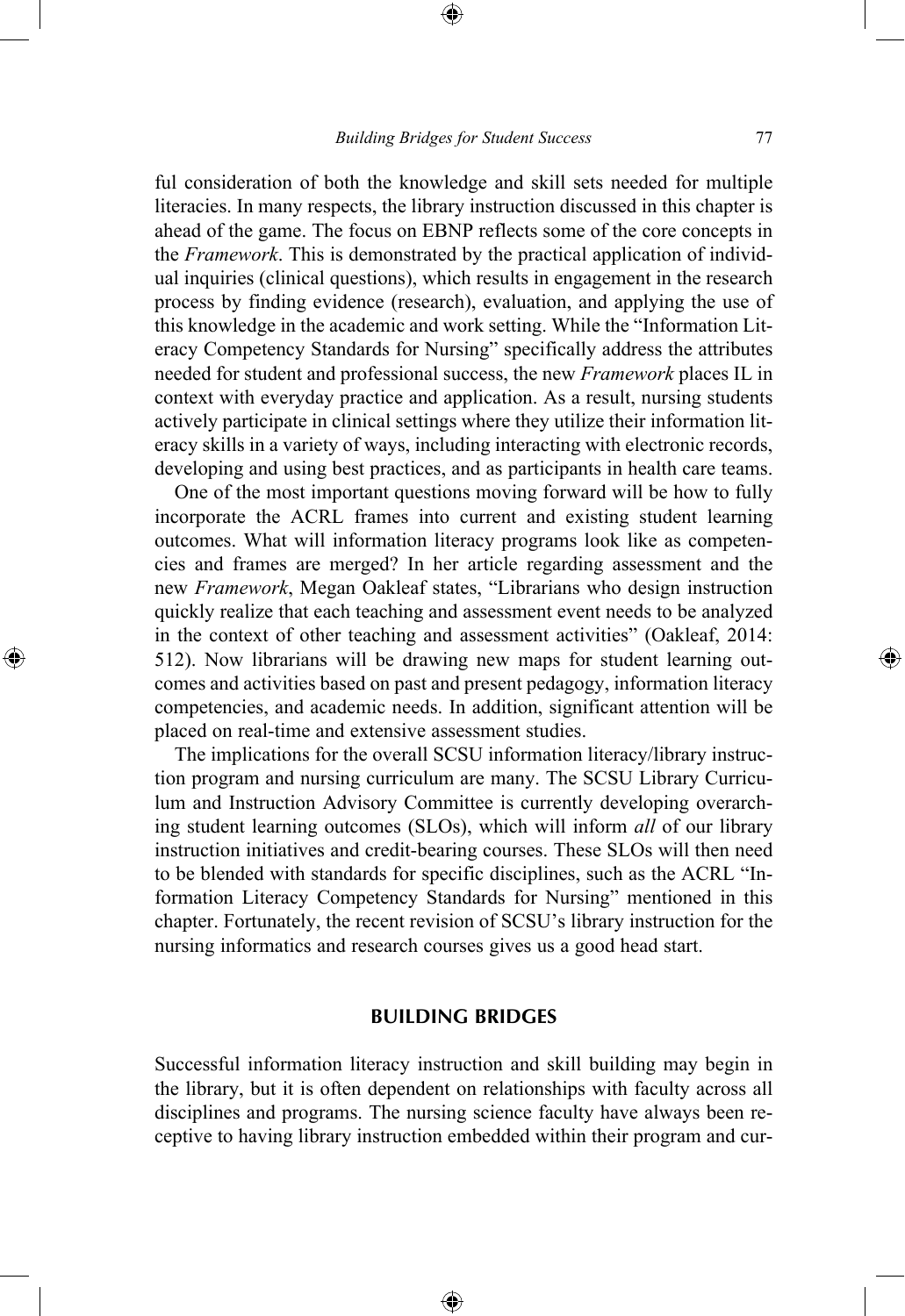ful consideration of both the knowledge and skill sets needed for multiple literacies. In many respects, the library instruction discussed in this chapter is ahead of the game. The focus on EBNP reflects some of the core concepts in the *Framework*. This is demonstrated by the practical application of individual inquiries (clinical questions), which results in engagement in the research process by finding evidence (research), evaluation, and applying the use of this knowledge in the academic and work setting. While the "Information Literacy Competency Standards for Nursing" specifically address the attributes needed for student and professional success, the new *Framework* places IL in context with everyday practice and application. As a result, nursing students actively participate in clinical settings where they utilize their information literacy skills in a variety of ways, including interacting with electronic records, developing and using best practices, and as participants in health care teams.

One of the most important questions moving forward will be how to fully incorporate the ACRL frames into current and existing student learning outcomes. What will information literacy programs look like as competencies and frames are merged? In her article regarding assessment and the new *Framework*, Megan Oakleaf states, "Librarians who design instruction quickly realize that each teaching and assessment event needs to be analyzed in the context of other teaching and assessment activities" (Oakleaf, 2014: 512). Now librarians will be drawing new maps for student learning outcomes and activities based on past and present pedagogy, information literacy competencies, and academic needs. In addition, significant attention will be placed on real-time and extensive assessment studies.

The implications for the overall SCSU information literacy/library instruction program and nursing curriculum are many. The SCSU Library Curriculum and Instruction Advisory Committee is currently developing overarching student learning outcomes (SLOs), which will inform *all* of our library instruction initiatives and credit-bearing courses. These SLOs will then need to be blended with standards for specific disciplines, such as the ACRL "Information Literacy Competency Standards for Nursing" mentioned in this chapter. Fortunately, the recent revision of SCSU's library instruction for the nursing informatics and research courses gives us a good head start.

## BUILDING BRIDGES

Successful information literacy instruction and skill building may begin in the library, but it is often dependent on relationships with faculty across all disciplines and programs. The nursing science faculty have always been receptive to having library instruction embedded within their program and cur-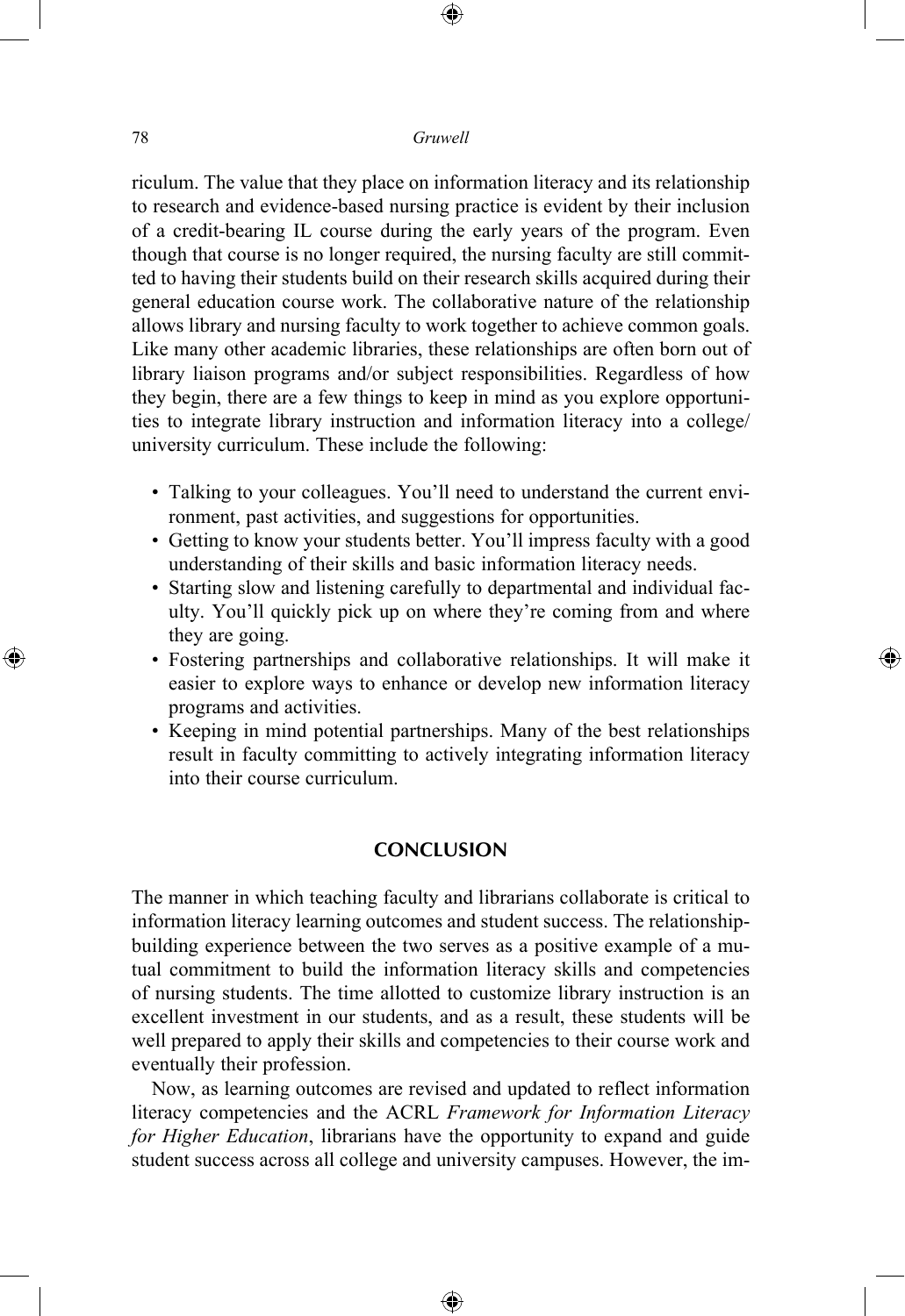riculum. The value that they place on information literacy and its relationship to research and evidence-based nursing practice is evident by their inclusion of a credit-bearing IL course during the early years of the program. Even though that course is no longer required, the nursing faculty are still committed to having their students build on their research skills acquired during their general education course work. The collaborative nature of the relationship allows library and nursing faculty to work together to achieve common goals. Like many other academic libraries, these relationships are often born out of library liaison programs and/or subject responsibilities. Regardless of how they begin, there are a few things to keep in mind as you explore opportunities to integrate library instruction and information literacy into a college/university curriculum. These include the following:

- Talking to your colleagues. You'll need to understand the current environment, past activities, and suggestions for opportunities.
- Getting to know your students better. You'll impress faculty with a good understanding of their skills and basic information literacy needs.
- Starting slow and listening carefully to departmental and individual faculty. You'll quickly pick up on where they're coming from and where they are going.
- Fostering partnerships and collaborative relationships. It will make it easier to explore ways to enhance or develop new information literacy programs and activities.
- Keeping in mind potential partnerships. Many of the best relationships result in faculty committing to actively integrating information literacy into their course curriculum.

## CONCLUSION

The manner in which teaching faculty and librarians collaborate is critical to information literacy learning outcomes and student success. The relationship-building experience between the two serves as a positive example of a mutual commitment to build the information literacy skills and competencies of nursing students. The time allotted to customize library instruction is an excellent investment in our students, and as a result, these students will be well prepared to apply their skills and competencies to their course work and eventually their profession.

Now, as learning outcomes are revised and updated to reflect information literacy competencies and the ACRL *Framework for Information Literacy for Higher Education*, librarians have the opportunity to expand and guide student success across all college and university campuses. However, the im-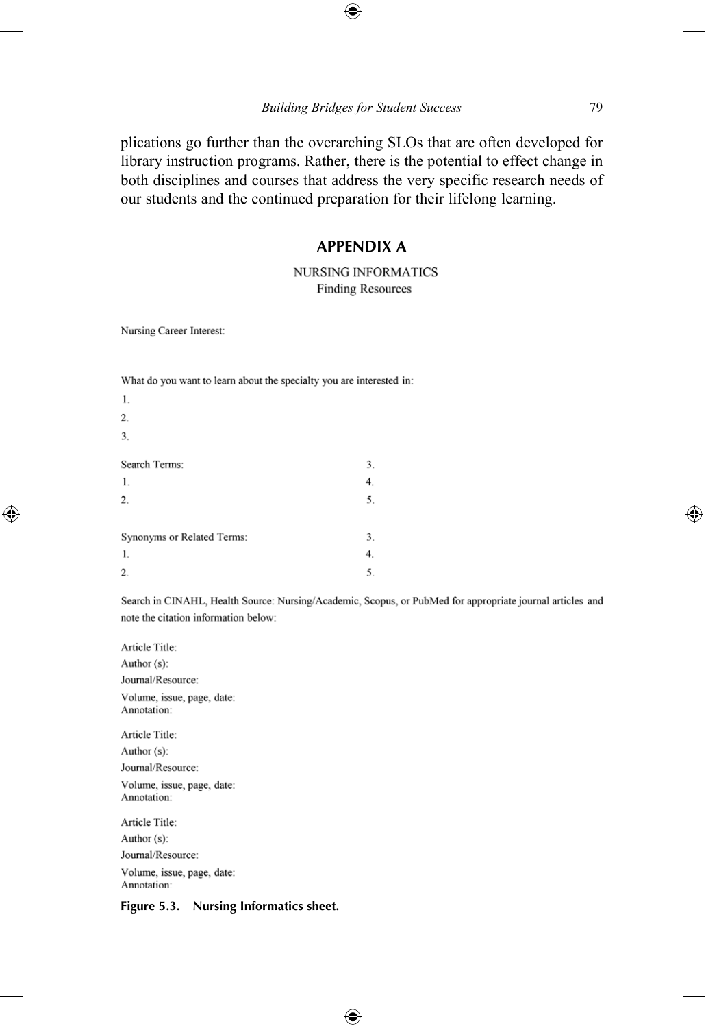plications go further than the overarching SLOs that are often developed for library instruction programs. Rather, there is the potential to effect change in both disciplines and courses that address the very specific research needs of our students and the continued preparation for their lifelong learning.

## APPENDIX A

### NURSING INFORMATICS
Finding Resources

Nursing Career Interest:

What do you want to learn about the specialty you are interested in:

1.
2.
3.

Search Terms:

1.
2.
3.
4.
5.

Synonyms or Related Terms:

1.
2.
3.
4.
5.

Search in CINAHL, Health Source: Nursing/Academic, Scopus, or PubMed for appropriate journal articles and note the citation information below:

Article Title:
Author (s):
Journal/Resource:
Volume, issue, page, date:
Annotation:

Article Title:
Author (s):
Journal/Resource:
Volume, issue, page, date:
Annotation:

Article Title:
Author (s):
Journal/Resource:
Volume, issue, page, date:
Annotation:

**Figure 5.3. Nursing Informatics sheet.**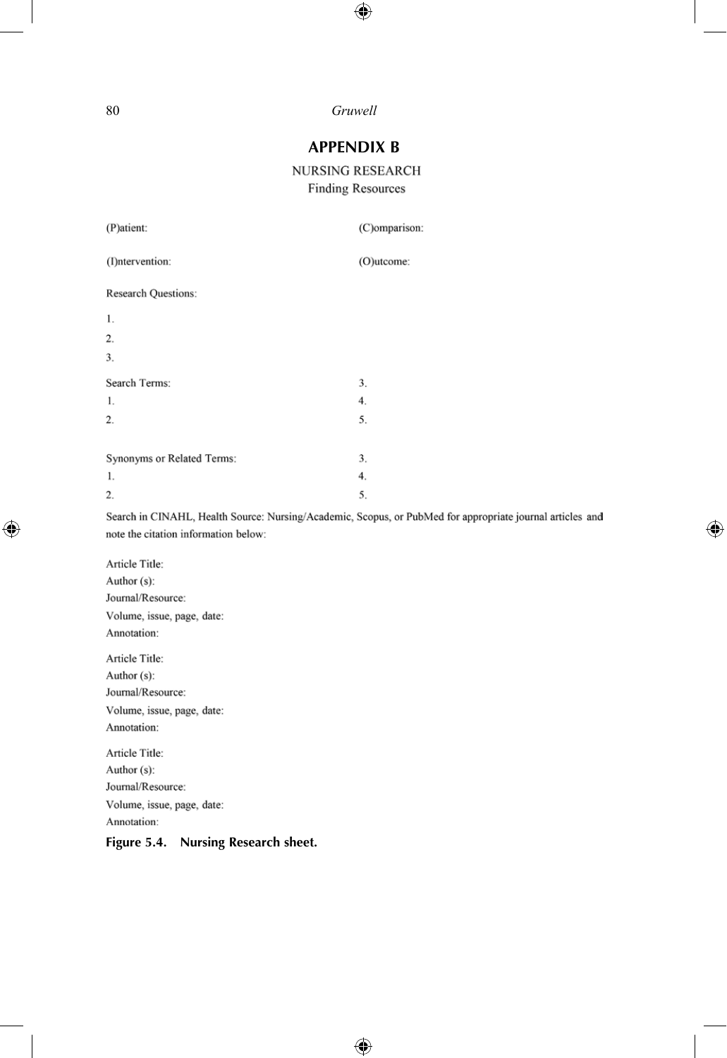## APPENDIX B

NURSING RESEARCH

Finding Resources

(P)atient:

(C)omparison:

(I)ntervention:

(O)utcome:

Research Questions:

1.

2.

3.

Search Terms:

1.

2.

3.

4.

5.

Synonyms or Related Terms:

1.

2.

3.

4.

5.

Search in CINAHL, Health Source: Nursing/Academic, Scopus, or PubMed for appropriate journal articles and note the citation information below:

Article Title:  
Author (s):  
Journal/Resource:  
Volume, issue, page, date:  
Annotation:

Article Title:  
Author (s):  
Journal/Resource:  
Volume, issue, page, date:  
Annotation:

Article Title:  
Author (s):  
Journal/Resource:  
Volume, issue, page, date:  
Annotation:

**Figure 5.4. Nursing Research sheet.**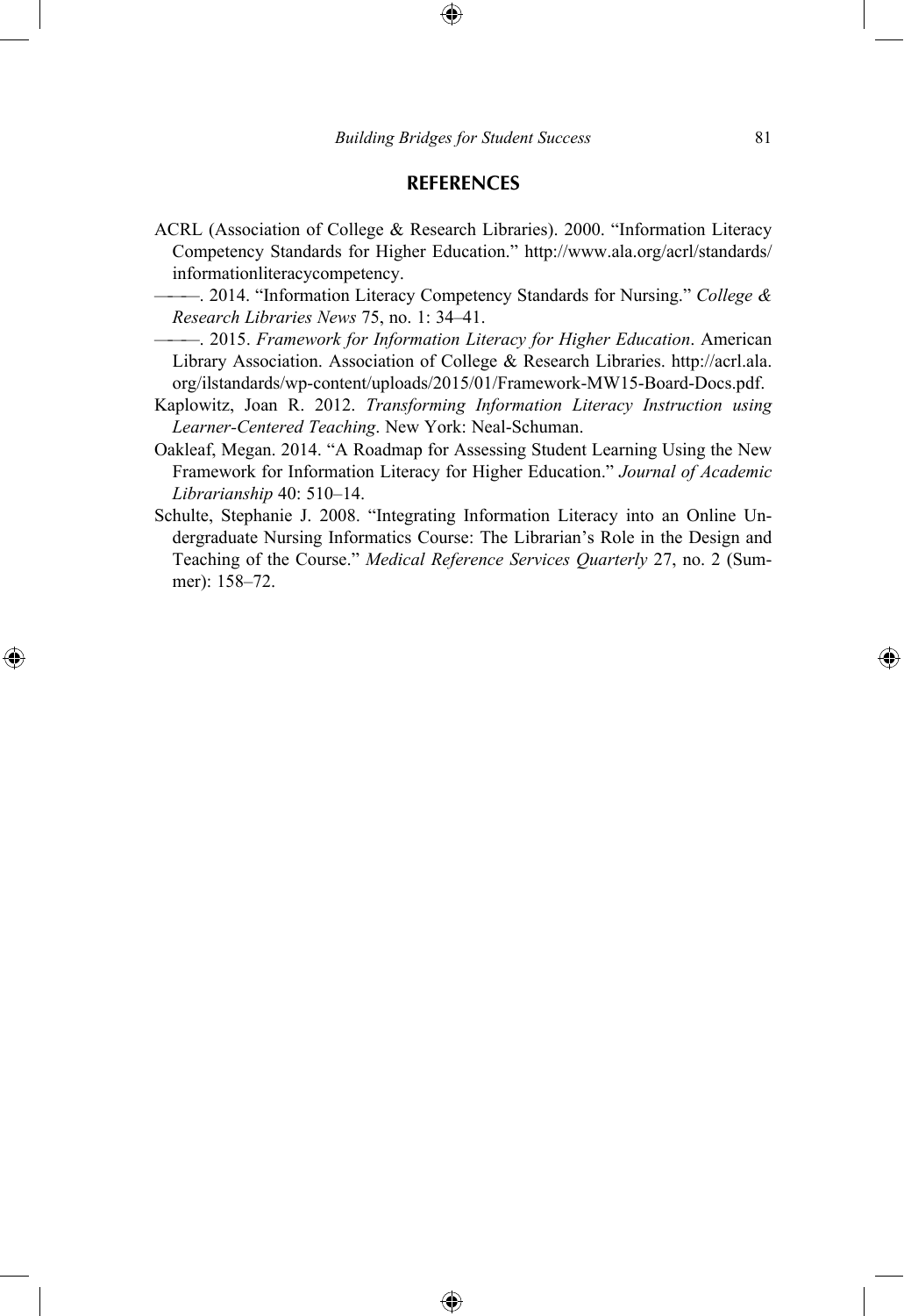## REFERENCES

ACRL (Association of College & Research Libraries). 2000. "Information Literacy Competency Standards for Higher Education." http://www.ala.org/acrl/standards/informationliteracycompetency.

———. 2014. "Information Literacy Competency Standards for Nursing." *College & Research Libraries News* 75, no. 1: 34–41.

———. 2015. *Framework for Information Literacy for Higher Education*. American Library Association. Association of College & Research Libraries. http://acrl.ala.org/ilstandards/wp-content/uploads/2015/01/Framework-MW15-Board-Docs.pdf.

Kaplowitz, Joan R. 2012. *Transforming Information Literacy Instruction using Learner-Centered Teaching*. New York: Neal-Schuman.

Oakleaf, Megan. 2014. "A Roadmap for Assessing Student Learning Using the New Framework for Information Literacy for Higher Education." *Journal of Academic Librarianship* 40: 510–14.

Schulte, Stephanie J. 2008. "Integrating Information Literacy into an Online Undergraduate Nursing Informatics Course: The Librarian's Role in the Design and Teaching of the Course." *Medical Reference Services Quarterly* 27, no. 2 (Summer): 158–72.